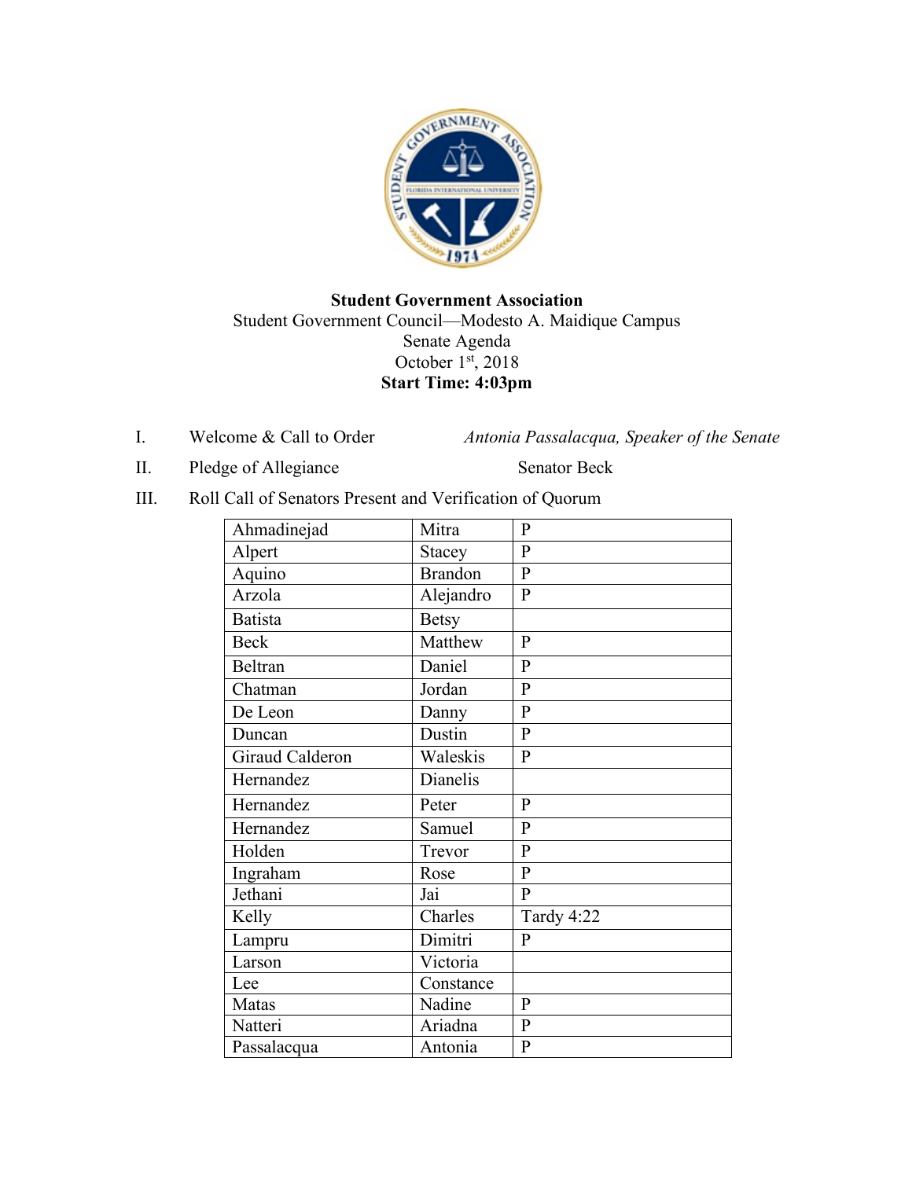**Student Government Association**
Student Government Council—Modesto A. Maidique Campus
Senate Agenda
October 1st, 2018
**Start Time: 4:03pm**

I. Welcome & Call to Order — *Antonia Passalacqua, Speaker of the Senate*

II. Pledge of Allegiance — Senator Beck

III. Roll Call of Senators Present and Verification of Quorum

| | | |
|---|---|---|
| Ahmadinejad | Mitra | P |
| Alpert | Stacey | P |
| Aquino | Brandon | P |
| Arzola | Alejandro | P |
| Batista | Betsy | |
| Beck | Matthew | P |
| Beltran | Daniel | P |
| Chatman | Jordan | P |
| De Leon | Danny | P |
| Duncan | Dustin | P |
| Giraud Calderon | Waleskis | P |
| Hernandez | Dianelis | |
| Hernandez | Peter | P |
| Hernandez | Samuel | P |
| Holden | Trevor | P |
| Ingraham | Rose | P |
| Jethani | Jai | P |
| Kelly | Charles | Tardy 4:22 |
| Lampru | Dimitri | P |
| Larson | Victoria | |
| Lee | Constance | |
| Matas | Nadine | P |
| Natteri | Ariadna | P |
| Passalacqua | Antonia | P |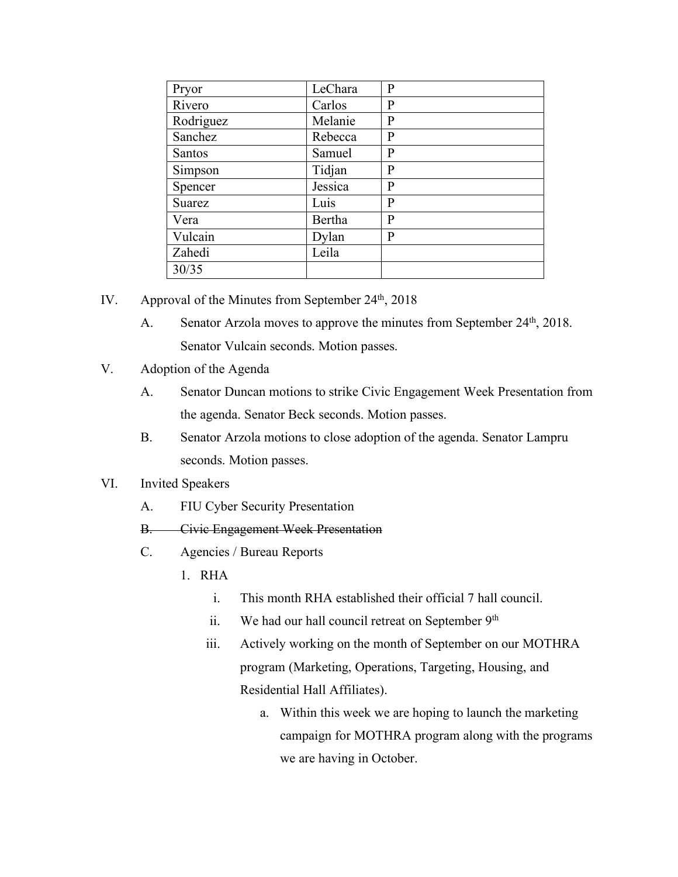| Pryor | LeChara | P |
|---|---|---|
| Rivero | Carlos | P |
| Rodriguez | Melanie | P |
| Sanchez | Rebecca | P |
| Santos | Samuel | P |
| Simpson | Tidjan | P |
| Spencer | Jessica | P |
| Suarez | Luis | P |
| Vera | Bertha | P |
| Vulcain | Dylan | P |
| Zahedi | Leila | |
| 30/35 | | |

IV. Approval of the Minutes from September 24th, 2018

A. Senator Arzola moves to approve the minutes from September 24th, 2018. Senator Vulcain seconds. Motion passes.

V. Adoption of the Agenda

A. Senator Duncan motions to strike Civic Engagement Week Presentation from the agenda. Senator Beck seconds. Motion passes.

B. Senator Arzola motions to close adoption of the agenda. Senator Lampru seconds. Motion passes.

VI. Invited Speakers

A. FIU Cyber Security Presentation

~~B. Civic Engagement Week Presentation~~

C. Agencies / Bureau Reports

1. RHA

i. This month RHA established their official 7 hall council.

ii. We had our hall council retreat on September 9th

iii. Actively working on the month of September on our MOTHRA program (Marketing, Operations, Targeting, Housing, and Residential Hall Affiliates).

a. Within this week we are hoping to launch the marketing campaign for MOTHRA program along with the programs we are having in October.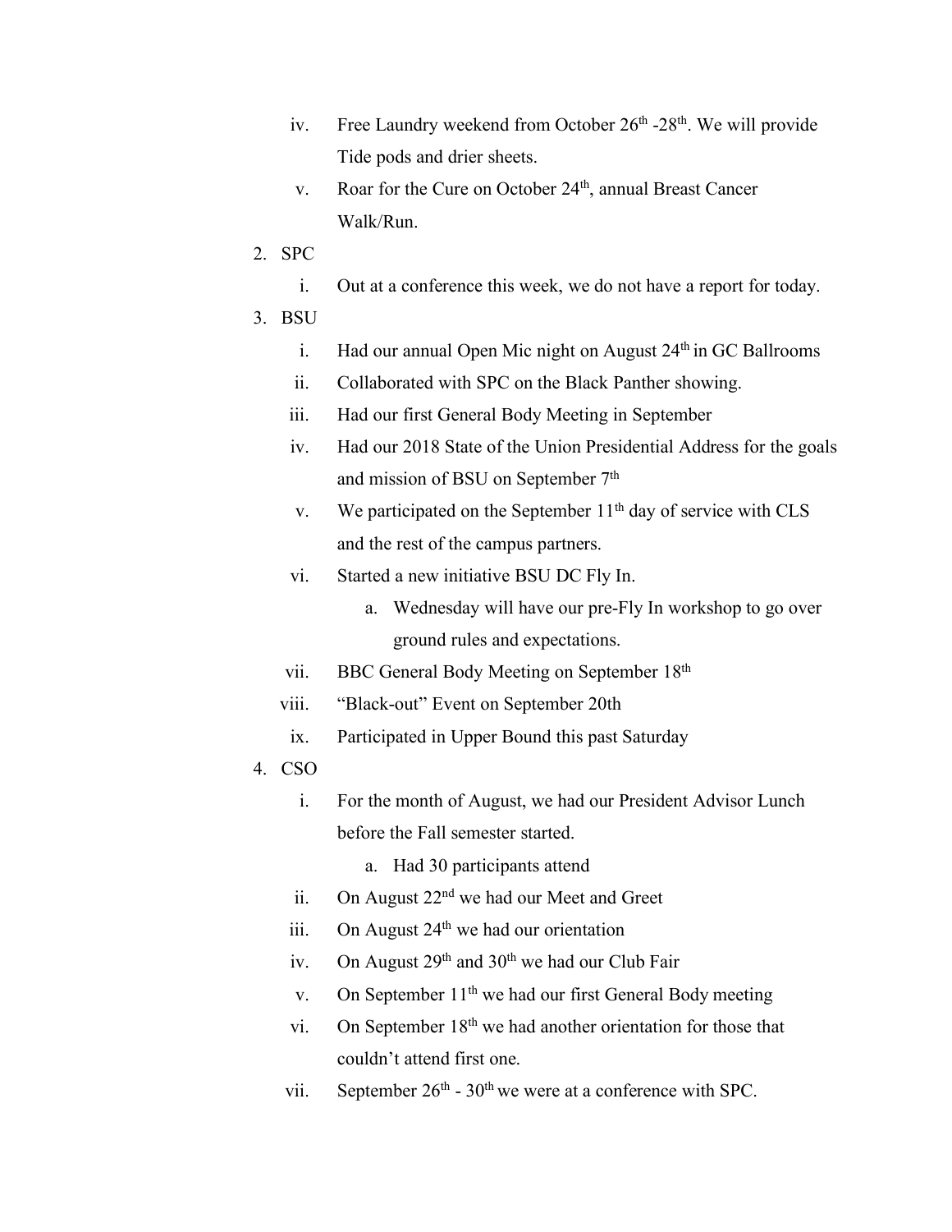iv. Free Laundry weekend from October 26th -28th. We will provide Tide pods and drier sheets.
   v. Roar for the Cure on October 24th, annual Breast Cancer Walk/Run.

2. SPC
   i. Out at a conference this week, we do not have a report for today.

3. BSU
   i. Had our annual Open Mic night on August 24th in GC Ballrooms
   ii. Collaborated with SPC on the Black Panther showing.
   iii. Had our first General Body Meeting in September
   iv. Had our 2018 State of the Union Presidential Address for the goals and mission of BSU on September 7th
   v. We participated on the September 11th day of service with CLS and the rest of the campus partners.
   vi. Started a new initiative BSU DC Fly In.
      a. Wednesday will have our pre-Fly In workshop to go over ground rules and expectations.
   vii. BBC General Body Meeting on September 18th
   viii. "Black-out" Event on September 20th
   ix. Participated in Upper Bound this past Saturday

4. CSO
   i. For the month of August, we had our President Advisor Lunch before the Fall semester started.
      a. Had 30 participants attend
   ii. On August 22nd we had our Meet and Greet
   iii. On August 24th we had our orientation
   iv. On August 29th and 30th we had our Club Fair
   v. On September 11th we had our first General Body meeting
   vi. On September 18th we had another orientation for those that couldn't attend first one.
   vii. September 26th - 30th we were at a conference with SPC.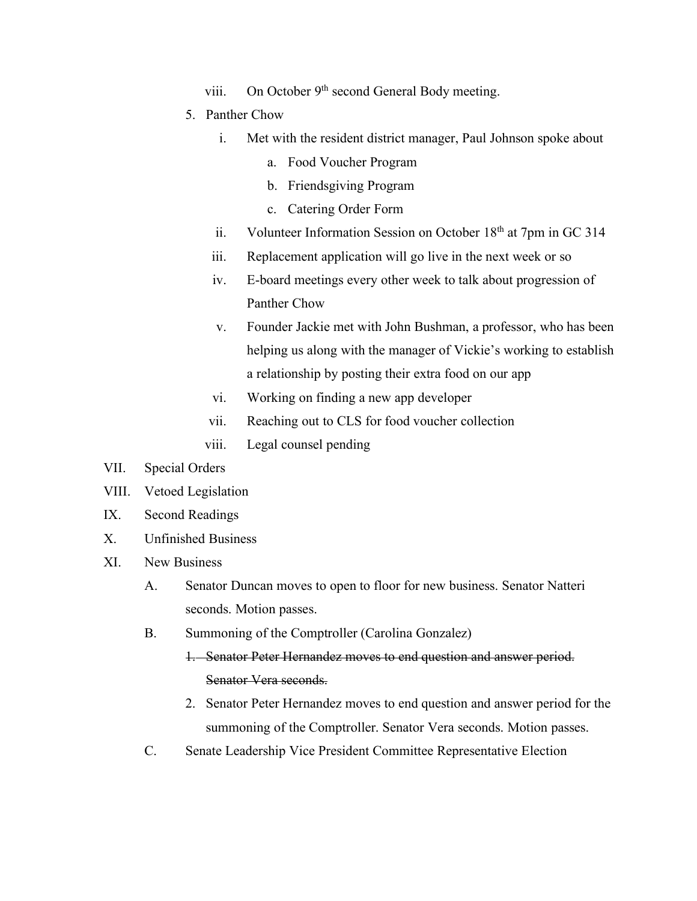viii. On October 9th second General Body meeting.

5. Panther Chow
   i. Met with the resident district manager, Paul Johnson spoke about
      a. Food Voucher Program
      b. Friendsgiving Program
      c. Catering Order Form
   ii. Volunteer Information Session on October 18th at 7pm in GC 314
   iii. Replacement application will go live in the next week or so
   iv. E-board meetings every other week to talk about progression of Panther Chow
   v. Founder Jackie met with John Bushman, a professor, who has been helping us along with the manager of Vickie's working to establish a relationship by posting their extra food on our app
   vi. Working on finding a new app developer
   vii. Reaching out to CLS for food voucher collection
   viii. Legal counsel pending

VII. Special Orders

VIII. Vetoed Legislation

IX. Second Readings

X. Unfinished Business

XI. New Business

A. Senator Duncan moves to open to floor for new business. Senator Natteri seconds. Motion passes.

B. Summoning of the Comptroller (Carolina Gonzalez)
   1. ~~Senator Peter Hernandez moves to end question and answer period. Senator Vera seconds.~~
   2. Senator Peter Hernandez moves to end question and answer period for the summoning of the Comptroller. Senator Vera seconds. Motion passes.

C. Senate Leadership Vice President Committee Representative Election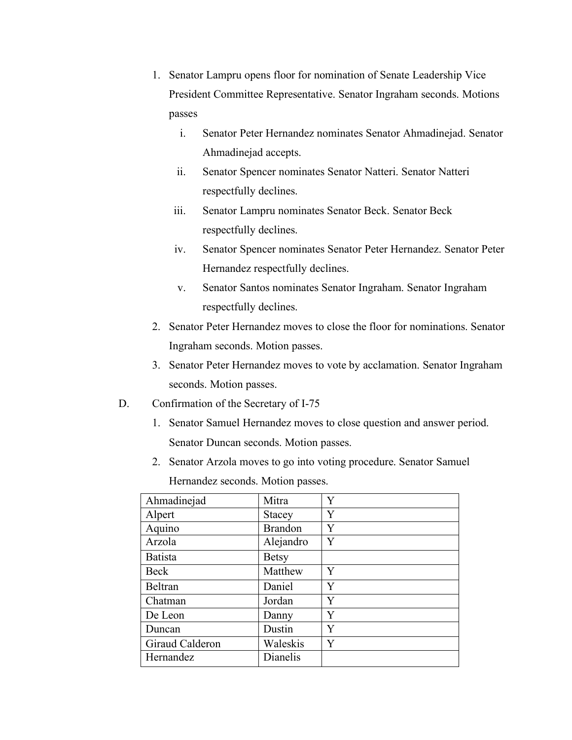1. Senator Lampru opens floor for nomination of Senate Leadership Vice President Committee Representative. Senator Ingraham seconds. Motions passes
    i. Senator Peter Hernandez nominates Senator Ahmadinejad. Senator Ahmadinejad accepts.
    ii. Senator Spencer nominates Senator Natteri. Senator Natteri respectfully declines.
    iii. Senator Lampru nominates Senator Beck. Senator Beck respectfully declines.
    iv. Senator Spencer nominates Senator Peter Hernandez. Senator Peter Hernandez respectfully declines.
    v. Senator Santos nominates Senator Ingraham. Senator Ingraham respectfully declines.
2. Senator Peter Hernandez moves to close the floor for nominations. Senator Ingraham seconds. Motion passes.
3. Senator Peter Hernandez moves to vote by acclamation. Senator Ingraham seconds. Motion passes.

D. Confirmation of the Secretary of I-75

1. Senator Samuel Hernandez moves to close question and answer period. Senator Duncan seconds. Motion passes.
2. Senator Arzola moves to go into voting procedure. Senator Samuel Hernandez seconds. Motion passes.

| | | |
|---|---|---|
| Ahmadinejad | Mitra | Y |
| Alpert | Stacey | Y |
| Aquino | Brandon | Y |
| Arzola | Alejandro | Y |
| Batista | Betsy | |
| Beck | Matthew | Y |
| Beltran | Daniel | Y |
| Chatman | Jordan | Y |
| De Leon | Danny | Y |
| Duncan | Dustin | Y |
| Giraud Calderon | Waleskis | Y |
| Hernandez | Dianelis | |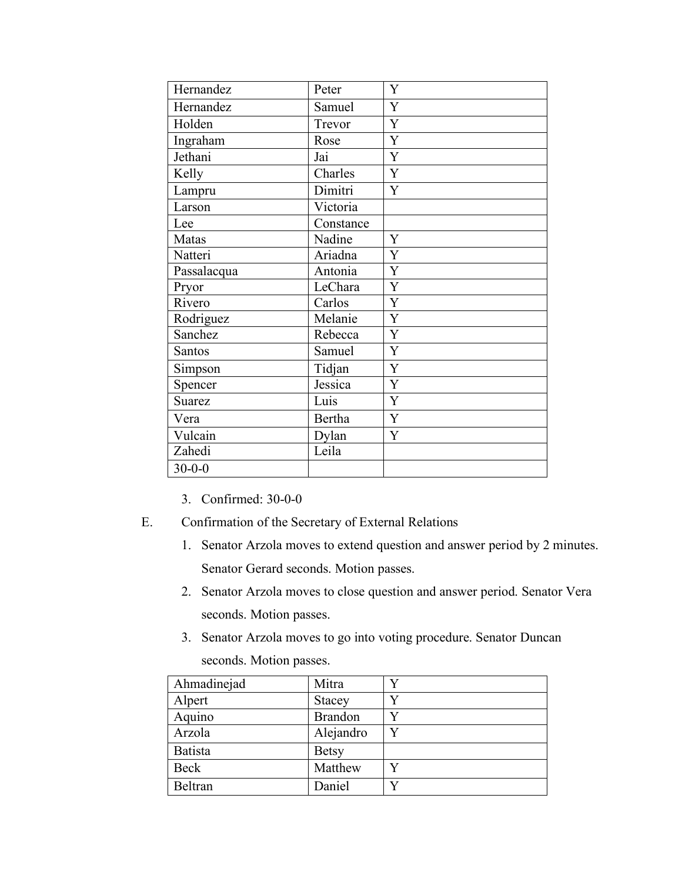| | | |
|---|---|---|
| Hernandez | Peter | Y |
| Hernandez | Samuel | Y |
| Holden | Trevor | Y |
| Ingraham | Rose | Y |
| Jethani | Jai | Y |
| Kelly | Charles | Y |
| Lampru | Dimitri | Y |
| Larson | Victoria | |
| Lee | Constance | |
| Matas | Nadine | Y |
| Natteri | Ariadna | Y |
| Passalacqua | Antonia | Y |
| Pryor | LeChara | Y |
| Rivero | Carlos | Y |
| Rodriguez | Melanie | Y |
| Sanchez | Rebecca | Y |
| Santos | Samuel | Y |
| Simpson | Tidjan | Y |
| Spencer | Jessica | Y |
| Suarez | Luis | Y |
| Vera | Bertha | Y |
| Vulcain | Dylan | Y |
| Zahedi | Leila | |
| 30-0-0 | | |

3. Confirmed: 30-0-0

E. Confirmation of the Secretary of External Relations

1. Senator Arzola moves to extend question and answer period by 2 minutes. Senator Gerard seconds. Motion passes.
2. Senator Arzola moves to close question and answer period. Senator Vera seconds. Motion passes.
3. Senator Arzola moves to go into voting procedure. Senator Duncan seconds. Motion passes.

| | | |
|---|---|---|
| Ahmadinejad | Mitra | Y |
| Alpert | Stacey | Y |
| Aquino | Brandon | Y |
| Arzola | Alejandro | Y |
| Batista | Betsy | |
| Beck | Matthew | Y |
| Beltran | Daniel | Y |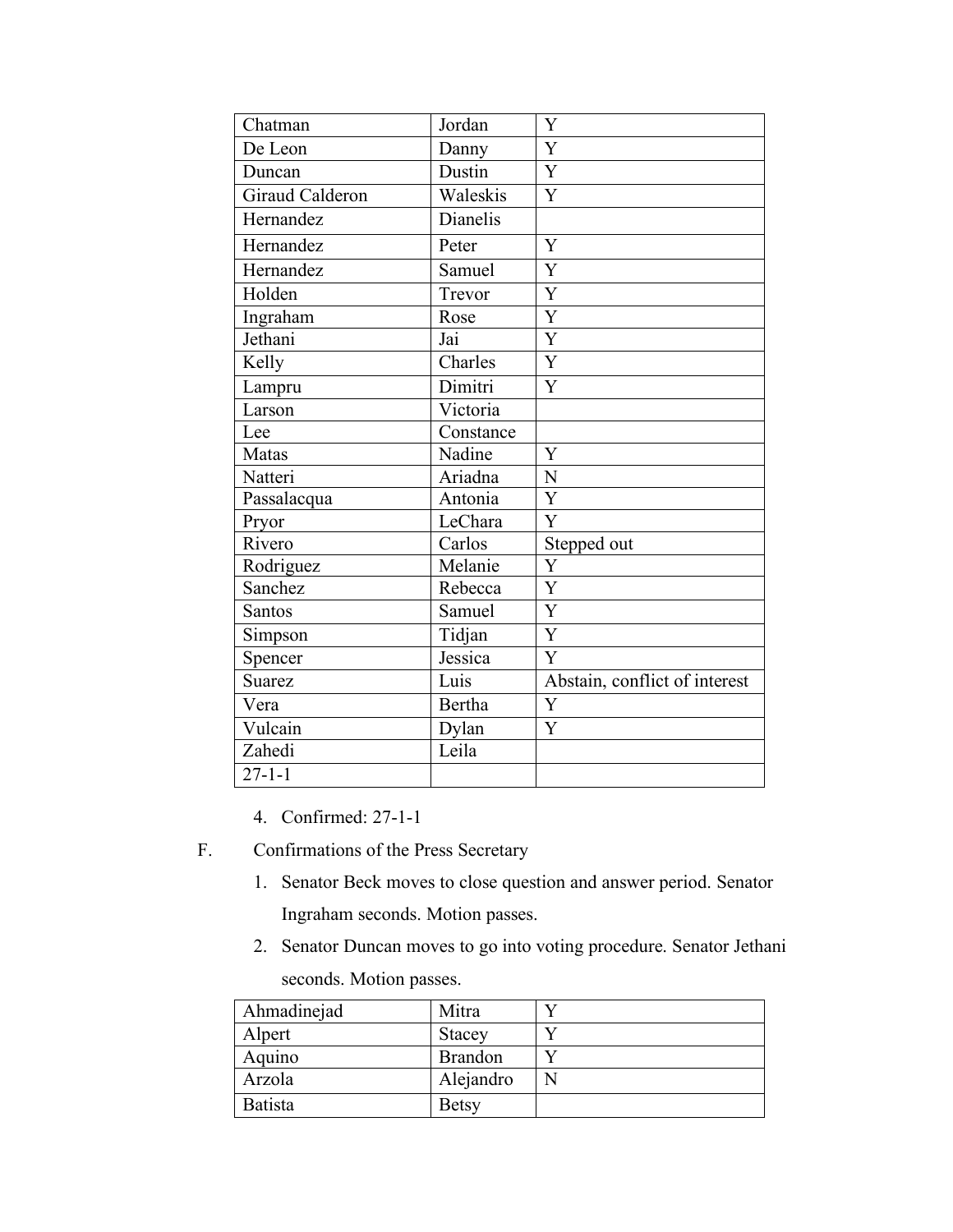| Chatman | Jordan | Y |
|---|---|---|
| De Leon | Danny | Y |
| Duncan | Dustin | Y |
| Giraud Calderon | Waleskis | Y |
| Hernandez | Dianelis | |
| Hernandez | Peter | Y |
| Hernandez | Samuel | Y |
| Holden | Trevor | Y |
| Ingraham | Rose | Y |
| Jethani | Jai | Y |
| Kelly | Charles | Y |
| Lampru | Dimitri | Y |
| Larson | Victoria | |
| Lee | Constance | |
| Matas | Nadine | Y |
| Natteri | Ariadna | N |
| Passalacqua | Antonia | Y |
| Pryor | LeChara | Y |
| Rivero | Carlos | Stepped out |
| Rodriguez | Melanie | Y |
| Sanchez | Rebecca | Y |
| Santos | Samuel | Y |
| Simpson | Tidjan | Y |
| Spencer | Jessica | Y |
| Suarez | Luis | Abstain, conflict of interest |
| Vera | Bertha | Y |
| Vulcain | Dylan | Y |
| Zahedi | Leila | |
| 27-1-1 | | |

4. Confirmed: 27-1-1

F. Confirmations of the Press Secretary

1. Senator Beck moves to close question and answer period. Senator Ingraham seconds. Motion passes.
2. Senator Duncan moves to go into voting procedure. Senator Jethani seconds. Motion passes.

| Ahmadinejad | Mitra | Y |
|---|---|---|
| Alpert | Stacey | Y |
| Aquino | Brandon | Y |
| Arzola | Alejandro | N |
| Batista | Betsy | |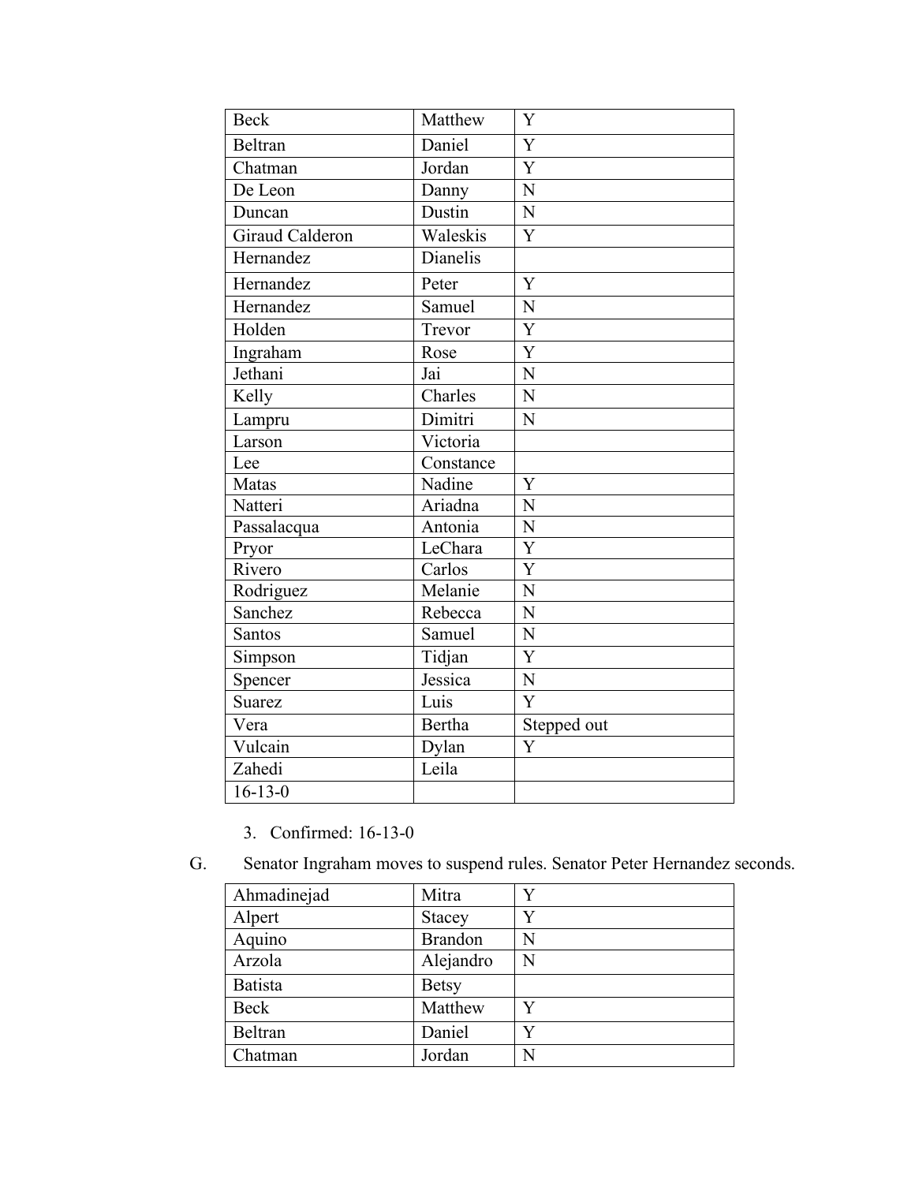| Beck | Matthew | Y |
|---|---|---|
| Beltran | Daniel | Y |
| Chatman | Jordan | Y |
| De Leon | Danny | N |
| Duncan | Dustin | N |
| Giraud Calderon | Waleskis | Y |
| Hernandez | Dianelis | |
| Hernandez | Peter | Y |
| Hernandez | Samuel | N |
| Holden | Trevor | Y |
| Ingraham | Rose | Y |
| Jethani | Jai | N |
| Kelly | Charles | N |
| Lampru | Dimitri | N |
| Larson | Victoria | |
| Lee | Constance | |
| Matas | Nadine | Y |
| Natteri | Ariadna | N |
| Passalacqua | Antonia | N |
| Pryor | LeChara | Y |
| Rivero | Carlos | Y |
| Rodriguez | Melanie | N |
| Sanchez | Rebecca | N |
| Santos | Samuel | N |
| Simpson | Tidjan | Y |
| Spencer | Jessica | N |
| Suarez | Luis | Y |
| Vera | Bertha | Stepped out |
| Vulcain | Dylan | Y |
| Zahedi | Leila | |
| 16-13-0 | | |

3. Confirmed: 16-13-0

G. Senator Ingraham moves to suspend rules. Senator Peter Hernandez seconds.

| Ahmadinejad | Mitra | Y |
|---|---|---|
| Alpert | Stacey | Y |
| Aquino | Brandon | N |
| Arzola | Alejandro | N |
| Batista | Betsy | |
| Beck | Matthew | Y |
| Beltran | Daniel | Y |
| Chatman | Jordan | N |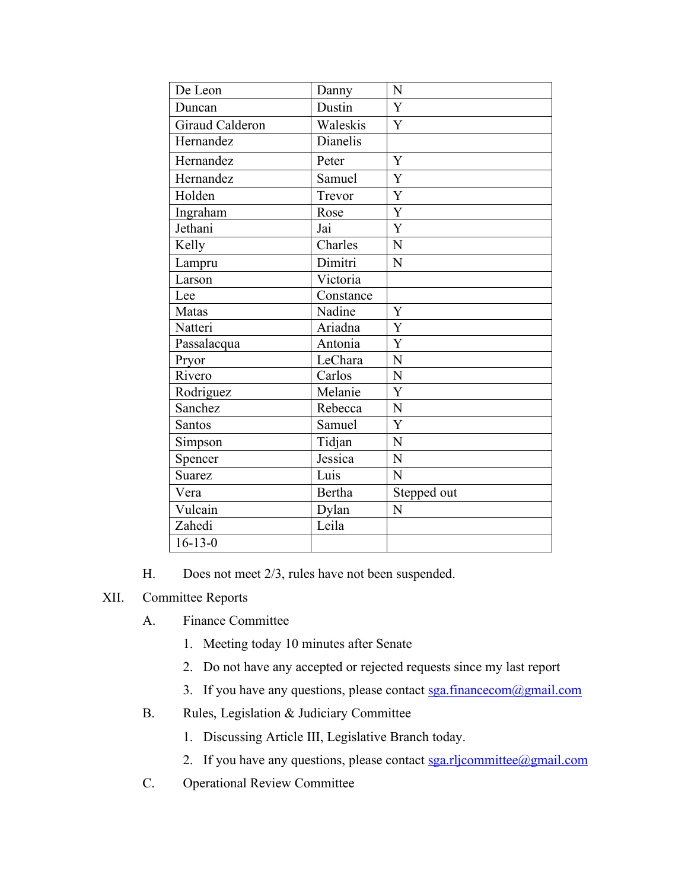| De Leon | Danny | N |
|---|---|---|
| Duncan | Dustin | Y |
| Giraud Calderon | Waleskis | Y |
| Hernandez | Dianelis | |
| Hernandez | Peter | Y |
| Hernandez | Samuel | Y |
| Holden | Trevor | Y |
| Ingraham | Rose | Y |
| Jethani | Jai | Y |
| Kelly | Charles | N |
| Lampru | Dimitri | N |
| Larson | Victoria | |
| Lee | Constance | |
| Matas | Nadine | Y |
| Natteri | Ariadna | Y |
| Passalacqua | Antonia | Y |
| Pryor | LeChara | N |
| Rivero | Carlos | N |
| Rodriguez | Melanie | Y |
| Sanchez | Rebecca | N |
| Santos | Samuel | Y |
| Simpson | Tidjan | N |
| Spencer | Jessica | N |
| Suarez | Luis | N |
| Vera | Bertha | Stepped out |
| Vulcain | Dylan | N |
| Zahedi | Leila | |
| 16-13-0 | | |

H. Does not meet 2/3, rules have not been suspended.

XII. Committee Reports

A. Finance Committee

1. Meeting today 10 minutes after Senate
2. Do not have any accepted or rejected requests since my last report
3. If you have any questions, please contact sga.financecom@gmail.com

B. Rules, Legislation & Judiciary Committee

1. Discussing Article III, Legislative Branch today.
2. If you have any questions, please contact sga.rljcommittee@gmail.com

C. Operational Review Committee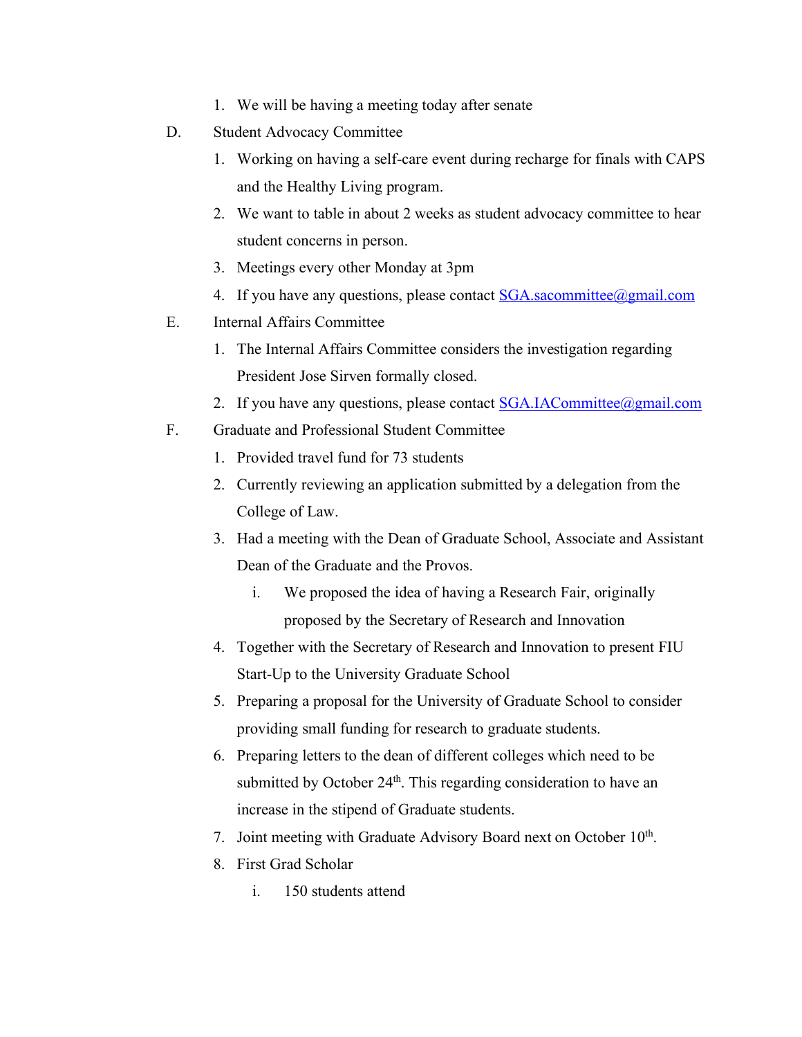1. We will be having a meeting today after senate

D. Student Advocacy Committee

1. Working on having a self-care event during recharge for finals with CAPS and the Healthy Living program.
2. We want to table in about 2 weeks as student advocacy committee to hear student concerns in person.
3. Meetings every other Monday at 3pm
4. If you have any questions, please contact SGA.sacommittee@gmail.com

E. Internal Affairs Committee

1. The Internal Affairs Committee considers the investigation regarding President Jose Sirven formally closed.
2. If you have any questions, please contact SGA.IACommittee@gmail.com

F. Graduate and Professional Student Committee

1. Provided travel fund for 73 students
2. Currently reviewing an application submitted by a delegation from the College of Law.
3. Had a meeting with the Dean of Graduate School, Associate and Assistant Dean of the Graduate and the Provos.
   i. We proposed the idea of having a Research Fair, originally proposed by the Secretary of Research and Innovation
4. Together with the Secretary of Research and Innovation to present FIU Start-Up to the University Graduate School
5. Preparing a proposal for the University of Graduate School to consider providing small funding for research to graduate students.
6. Preparing letters to the dean of different colleges which need to be submitted by October 24th. This regarding consideration to have an increase in the stipend of Graduate students.
7. Joint meeting with Graduate Advisory Board next on October 10th.
8. First Grad Scholar
   i. 150 students attend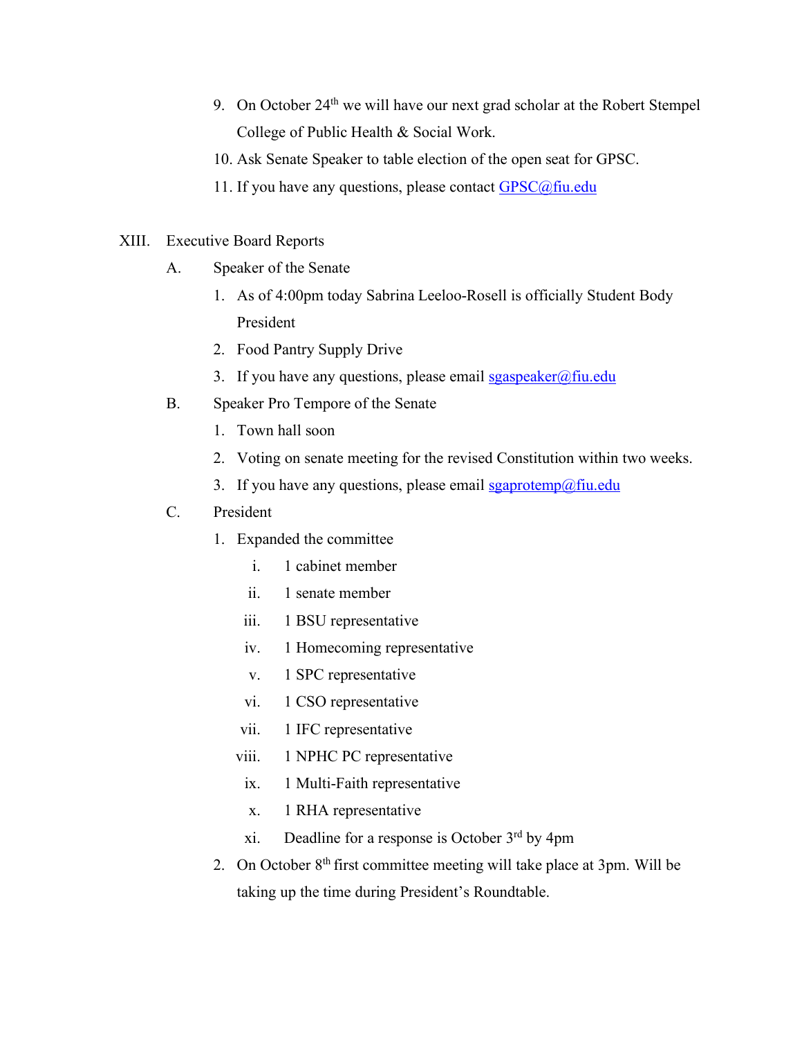9. On October 24th we will have our next grad scholar at the Robert Stempel College of Public Health & Social Work.
10. Ask Senate Speaker to table election of the open seat for GPSC.
11. If you have any questions, please contact GPSC@fiu.edu

XIII. Executive Board Reports

A. Speaker of the Senate

1. As of 4:00pm today Sabrina Leeloo-Rosell is officially Student Body President
2. Food Pantry Supply Drive
3. If you have any questions, please email sgaspeaker@fiu.edu

B. Speaker Pro Tempore of the Senate

1. Town hall soon
2. Voting on senate meeting for the revised Constitution within two weeks.
3. If you have any questions, please email sgaprotemp@fiu.edu

C. President

1. Expanded the committee
   i. 1 cabinet member
   ii. 1 senate member
   iii. 1 BSU representative
   iv. 1 Homecoming representative
   v. 1 SPC representative
   vi. 1 CSO representative
   vii. 1 IFC representative
   viii. 1 NPHC PC representative
   ix. 1 Multi-Faith representative
   x. 1 RHA representative
   xi. Deadline for a response is October 3rd by 4pm
2. On October 8th first committee meeting will take place at 3pm. Will be taking up the time during President's Roundtable.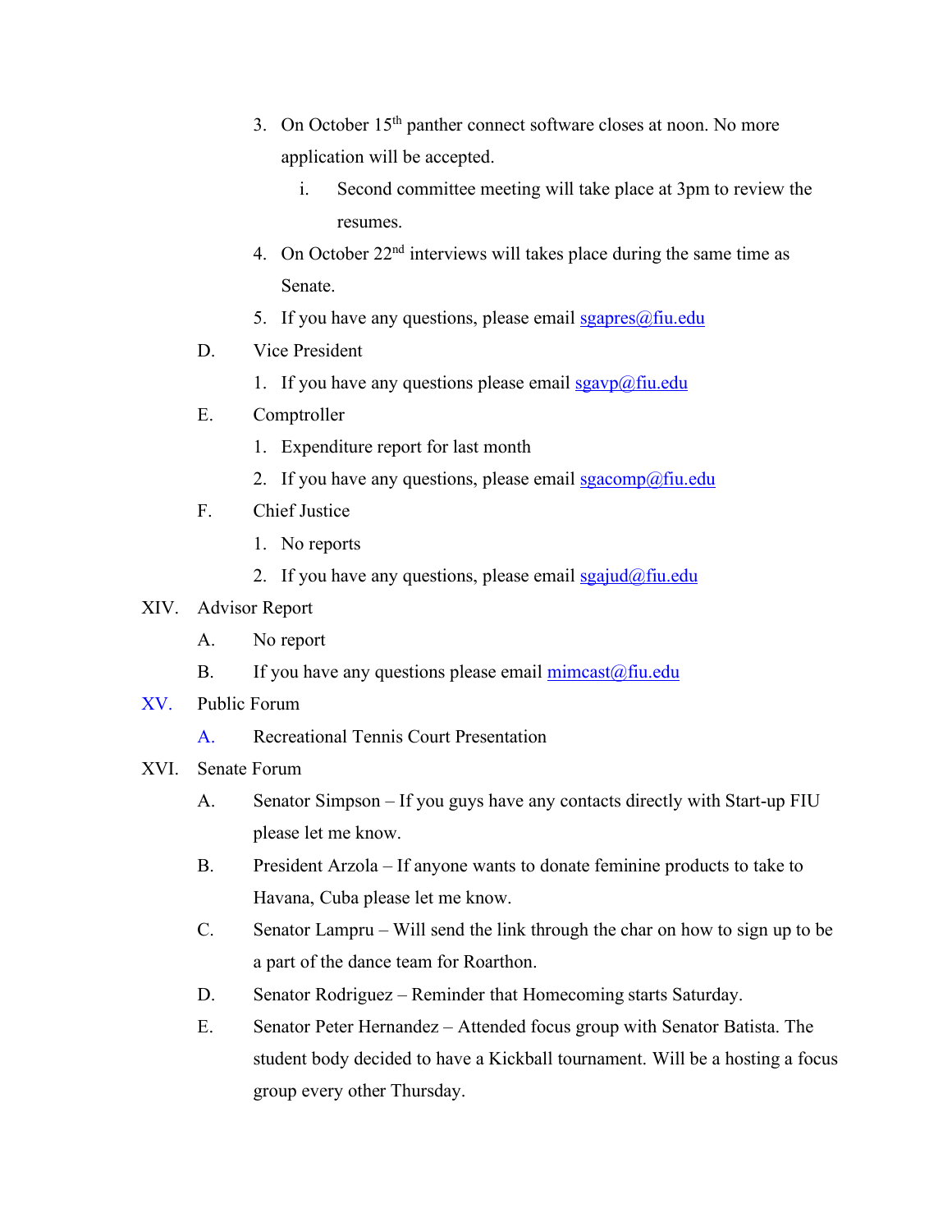3. On October 15th panther connect software closes at noon. No more application will be accepted.
    i. Second committee meeting will take place at 3pm to review the resumes.
4. On October 22nd interviews will takes place during the same time as Senate.
5. If you have any questions, please email sgapres@fiu.edu

D. Vice President
1. If you have any questions please email sgavp@fiu.edu

E. Comptroller
1. Expenditure report for last month
2. If you have any questions, please email sgacomp@fiu.edu

F. Chief Justice
1. No reports
2. If you have any questions, please email sgajud@fiu.edu

XIV. Advisor Report

A. No report

B. If you have any questions please email mimcast@fiu.edu

XV. Public Forum

A. Recreational Tennis Court Presentation

XVI. Senate Forum

A. Senator Simpson – If you guys have any contacts directly with Start-up FIU please let me know.

B. President Arzola – If anyone wants to donate feminine products to take to Havana, Cuba please let me know.

C. Senator Lampru – Will send the link through the char on how to sign up to be a part of the dance team for Roarthon.

D. Senator Rodriguez – Reminder that Homecoming starts Saturday.

E. Senator Peter Hernandez – Attended focus group with Senator Batista. The student body decided to have a Kickball tournament. Will be a hosting a focus group every other Thursday.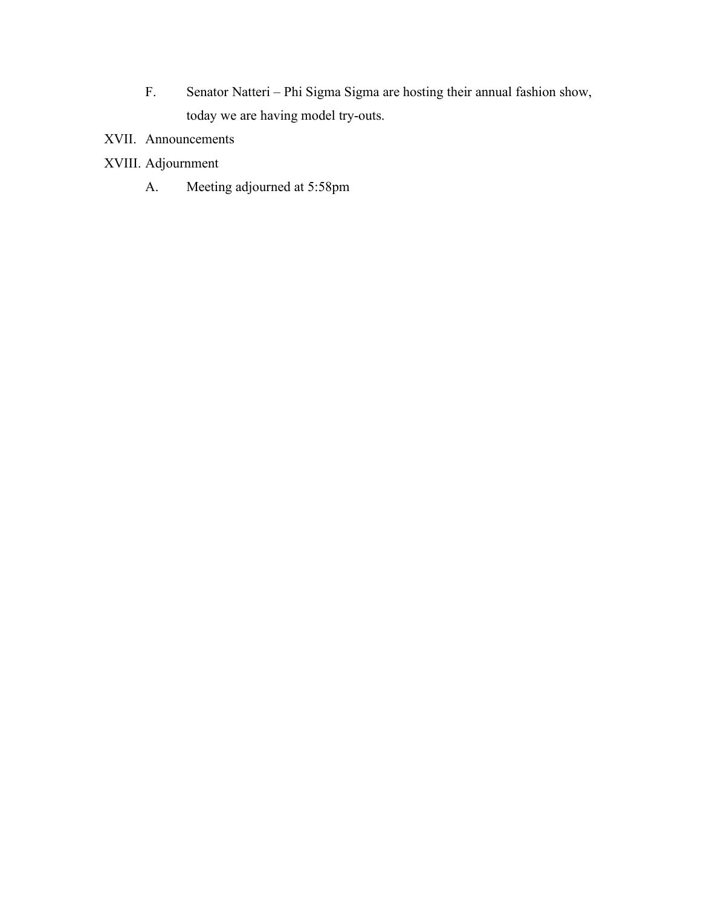F. Senator Natteri – Phi Sigma Sigma are hosting their annual fashion show, today we are having model try-outs.

XVII. Announcements

XVIII. Adjournment

A. Meeting adjourned at 5:58pm